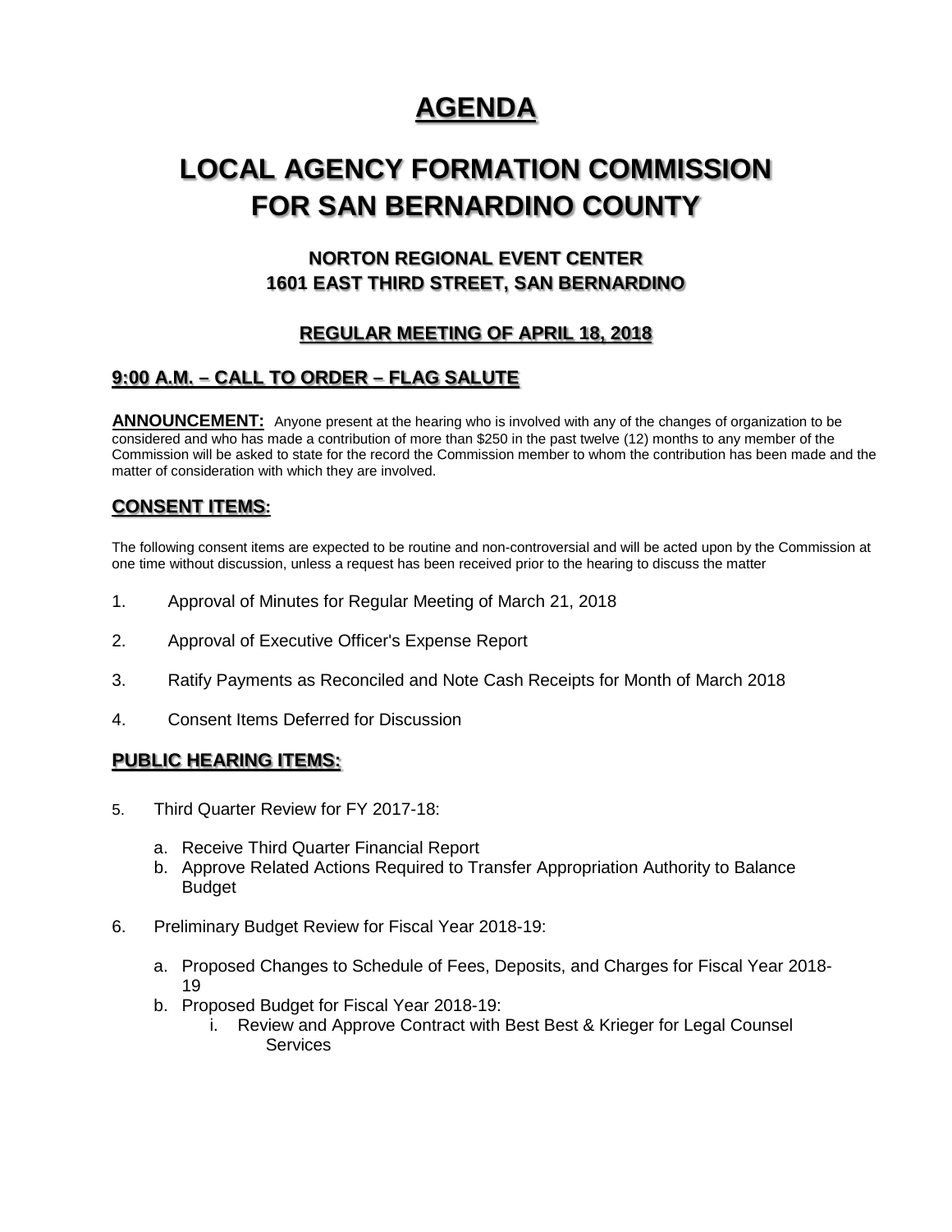# AGENDA

# LOCAL AGENCY FORMATION COMMISSION FOR SAN BERNARDINO COUNTY

### NORTON REGIONAL EVENT CENTER
### 1601 EAST THIRD STREET, SAN BERNARDINO

### REGULAR MEETING OF APRIL 18, 2018

## 9:00 A.M. – CALL TO ORDER – FLAG SALUTE

**ANNOUNCEMENT:** Anyone present at the hearing who is involved with any of the changes of organization to be considered and who has made a contribution of more than $250 in the past twelve (12) months to any member of the Commission will be asked to state for the record the Commission member to whom the contribution has been made and the matter of consideration with which they are involved.

## CONSENT ITEMS:

The following consent items are expected to be routine and non-controversial and will be acted upon by the Commission at one time without discussion, unless a request has been received prior to the hearing to discuss the matter

1. Approval of Minutes for Regular Meeting of March 21, 2018
2. Approval of Executive Officer's Expense Report
3. Ratify Payments as Reconciled and Note Cash Receipts for Month of March 2018
4. Consent Items Deferred for Discussion

## PUBLIC HEARING ITEMS:

5. Third Quarter Review for FY 2017-18:
   a. Receive Third Quarter Financial Report
   b. Approve Related Actions Required to Transfer Appropriation Authority to Balance Budget
6. Preliminary Budget Review for Fiscal Year 2018-19:
   a. Proposed Changes to Schedule of Fees, Deposits, and Charges for Fiscal Year 2018-19
   b. Proposed Budget for Fiscal Year 2018-19:
      i. Review and Approve Contract with Best Best & Krieger for Legal Counsel Services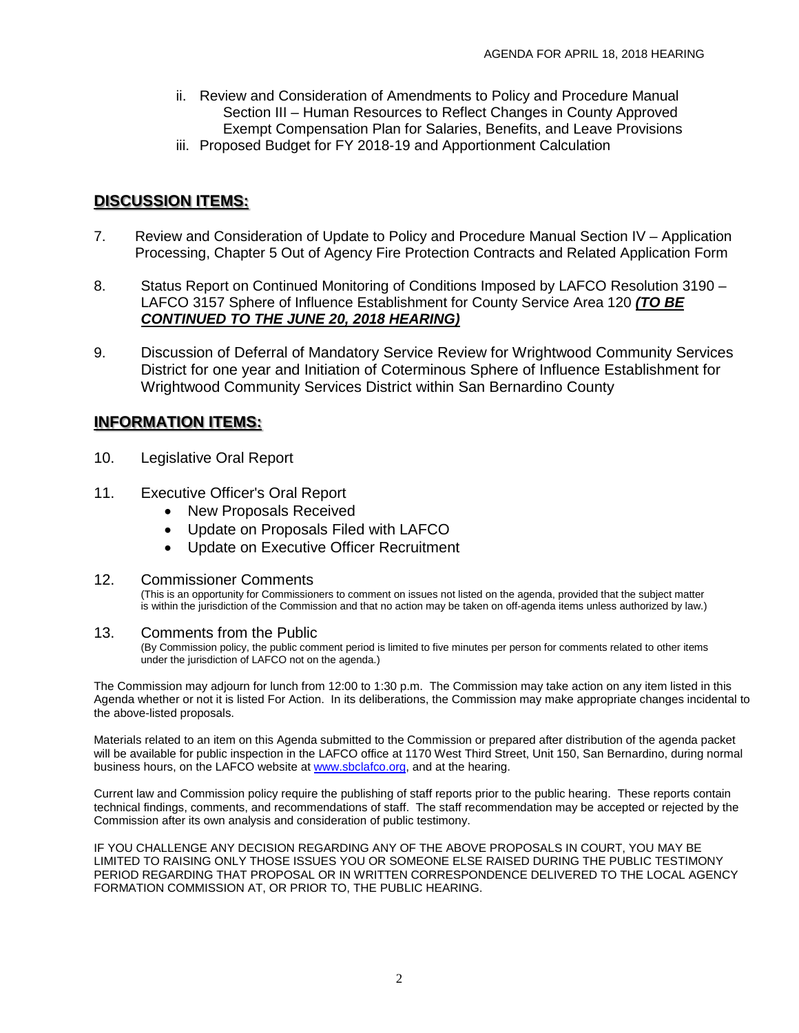ii. Review and Consideration of Amendments to Policy and Procedure Manual Section III – Human Resources to Reflect Changes in County Approved Exempt Compensation Plan for Salaries, Benefits, and Leave Provisions

iii. Proposed Budget for FY 2018-19 and Apportionment Calculation

## DISCUSSION ITEMS:

7. Review and Consideration of Update to Policy and Procedure Manual Section IV – Application Processing, Chapter 5 Out of Agency Fire Protection Contracts and Related Application Form

8. Status Report on Continued Monitoring of Conditions Imposed by LAFCO Resolution 3190 – LAFCO 3157 Sphere of Influence Establishment for County Service Area 120 ***(TO BE CONTINUED TO THE JUNE 20, 2018 HEARING)***

9. Discussion of Deferral of Mandatory Service Review for Wrightwood Community Services District for one year and Initiation of Coterminous Sphere of Influence Establishment for Wrightwood Community Services District within San Bernardino County

## INFORMATION ITEMS:

10. Legislative Oral Report

11. Executive Officer's Oral Report
    - New Proposals Received
    - Update on Proposals Filed with LAFCO
    - Update on Executive Officer Recruitment

12. Commissioner Comments
    (This is an opportunity for Commissioners to comment on issues not listed on the agenda, provided that the subject matter is within the jurisdiction of the Commission and that no action may be taken on off-agenda items unless authorized by law.)

13. Comments from the Public
    (By Commission policy, the public comment period is limited to five minutes per person for comments related to other items under the jurisdiction of LAFCO not on the agenda.)

The Commission may adjourn for lunch from 12:00 to 1:30 p.m. The Commission may take action on any item listed in this Agenda whether or not it is listed For Action. In its deliberations, the Commission may make appropriate changes incidental to the above-listed proposals.

Materials related to an item on this Agenda submitted to the Commission or prepared after distribution of the agenda packet will be available for public inspection in the LAFCO office at 1170 West Third Street, Unit 150, San Bernardino, during normal business hours, on the LAFCO website at www.sbclafco.org, and at the hearing.

Current law and Commission policy require the publishing of staff reports prior to the public hearing. These reports contain technical findings, comments, and recommendations of staff. The staff recommendation may be accepted or rejected by the Commission after its own analysis and consideration of public testimony.

IF YOU CHALLENGE ANY DECISION REGARDING ANY OF THE ABOVE PROPOSALS IN COURT, YOU MAY BE LIMITED TO RAISING ONLY THOSE ISSUES YOU OR SOMEONE ELSE RAISED DURING THE PUBLIC TESTIMONY PERIOD REGARDING THAT PROPOSAL OR IN WRITTEN CORRESPONDENCE DELIVERED TO THE LOCAL AGENCY FORMATION COMMISSION AT, OR PRIOR TO, THE PUBLIC HEARING.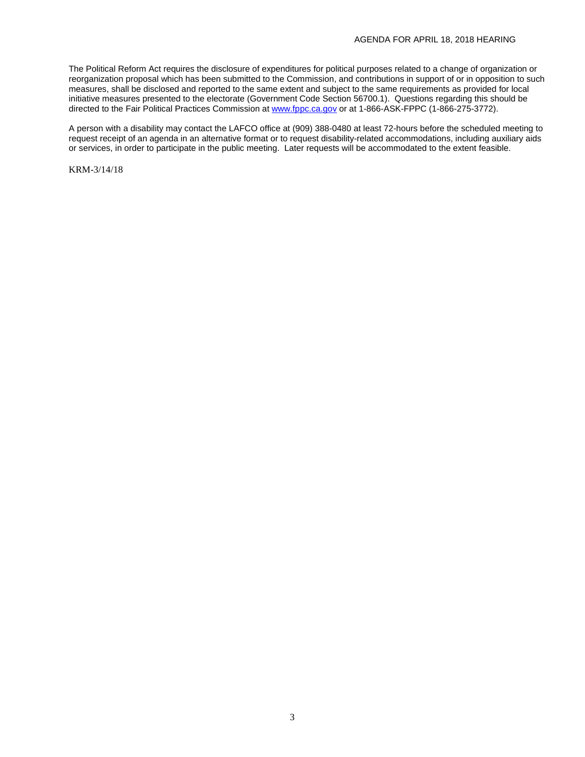The Political Reform Act requires the disclosure of expenditures for political purposes related to a change of organization or reorganization proposal which has been submitted to the Commission, and contributions in support of or in opposition to such measures, shall be disclosed and reported to the same extent and subject to the same requirements as provided for local initiative measures presented to the electorate (Government Code Section 56700.1). Questions regarding this should be directed to the Fair Political Practices Commission at www.fppc.ca.gov or at 1-866-ASK-FPPC (1-866-275-3772).

A person with a disability may contact the LAFCO office at (909) 388-0480 at least 72-hours before the scheduled meeting to request receipt of an agenda in an alternative format or to request disability-related accommodations, including auxiliary aids or services, in order to participate in the public meeting. Later requests will be accommodated to the extent feasible.

KRM-3/14/18